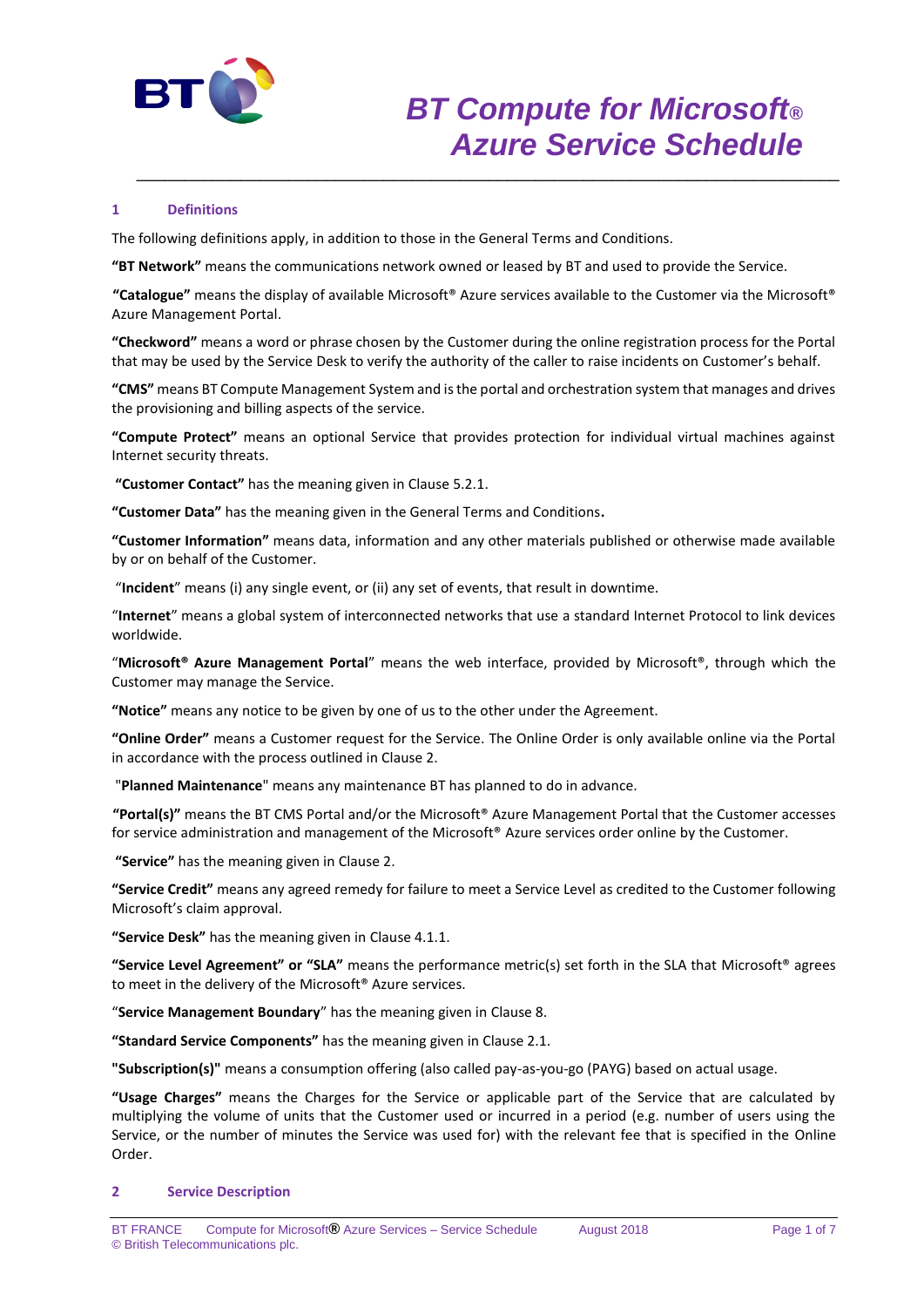# BT Compute for Microsoft® Azure Service Schedule

## 1 Definitions

The following definitions apply, in addition to those in the General Terms and Conditions.

**"BT Network"** means the communications network owned or leased by BT and used to provide the Service.

**"Catalogue"** means the display of available Microsoft® Azure services available to the Customer via the Microsoft® Azure Management Portal.

**"Checkword"** means a word or phrase chosen by the Customer during the online registration process for the Portal that may be used by the Service Desk to verify the authority of the caller to raise incidents on Customer's behalf.

**"CMS"** means BT Compute Management System and is the portal and orchestration system that manages and drives the provisioning and billing aspects of the service.

**"Compute Protect"** means an optional Service that provides protection for individual virtual machines against Internet security threats.

**"Customer Contact"** has the meaning given in Clause 5.2.1.

**"Customer Data"** has the meaning given in the General Terms and Conditions**.**

**"Customer Information"** means data, information and any other materials published or otherwise made available by or on behalf of the Customer.

"**Incident**" means (i) any single event, or (ii) any set of events, that result in downtime.

"**Internet**" means a global system of interconnected networks that use a standard Internet Protocol to link devices worldwide.

"**Microsoft® Azure Management Portal**" means the web interface, provided by Microsoft®, through which the Customer may manage the Service.

**"Notice"** means any notice to be given by one of us to the other under the Agreement.

**"Online Order"** means a Customer request for the Service. The Online Order is only available online via the Portal in accordance with the process outlined in Clause 2.

"**Planned Maintenance**" means any maintenance BT has planned to do in advance.

**"Portal(s)"** means the BT CMS Portal and/or the Microsoft® Azure Management Portal that the Customer accesses for service administration and management of the Microsoft® Azure services order online by the Customer.

**"Service"** has the meaning given in Clause 2.

**"Service Credit"** means any agreed remedy for failure to meet a Service Level as credited to the Customer following Microsoft's claim approval.

**"Service Desk"** has the meaning given in Clause 4.1.1.

**"Service Level Agreement" or "SLA"** means the performance metric(s) set forth in the SLA that Microsoft® agrees to meet in the delivery of the Microsoft® Azure services.

"**Service Management Boundary**" has the meaning given in Clause 8.

**"Standard Service Components"** has the meaning given in Clause 2.1.

**"Subscription(s)"** means a consumption offering (also called pay-as-you-go (PAYG) based on actual usage.

**"Usage Charges"** means the Charges for the Service or applicable part of the Service that are calculated by multiplying the volume of units that the Customer used or incurred in a period (e.g. number of users using the Service, or the number of minutes the Service was used for) with the relevant fee that is specified in the Online Order.

## 2 Service Description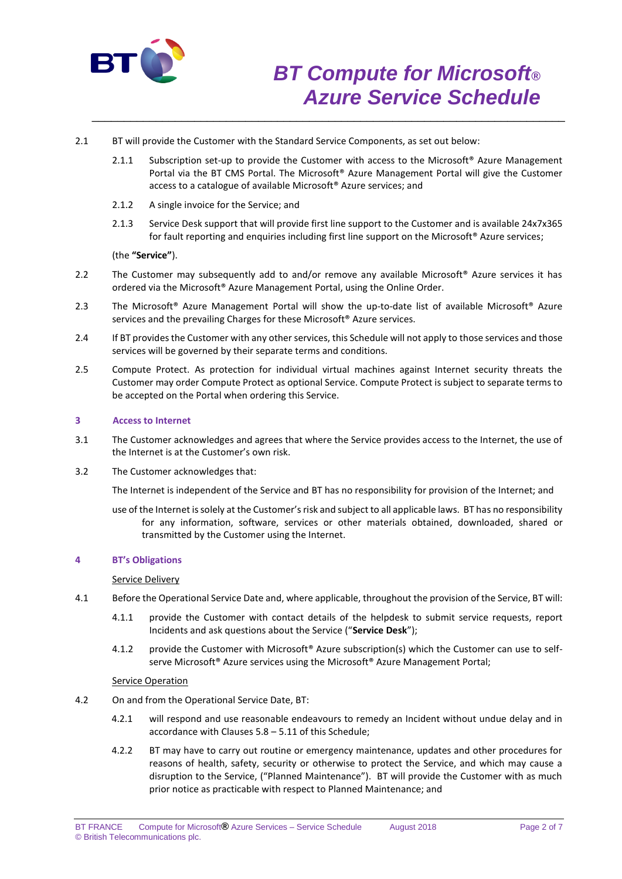2.1 BT will provide the Customer with the Standard Service Components, as set out below:

2.1.1 Subscription set-up to provide the Customer with access to the Microsoft® Azure Management Portal via the BT CMS Portal. The Microsoft® Azure Management Portal will give the Customer access to a catalogue of available Microsoft® Azure services; and

2.1.2 A single invoice for the Service; and

2.1.3 Service Desk support that will provide first line support to the Customer and is available 24x7x365 for fault reporting and enquiries including first line support on the Microsoft® Azure services;

(the **"Service"**).

2.2 The Customer may subsequently add to and/or remove any available Microsoft® Azure services it has ordered via the Microsoft® Azure Management Portal, using the Online Order.

2.3 The Microsoft® Azure Management Portal will show the up-to-date list of available Microsoft® Azure services and the prevailing Charges for these Microsoft® Azure services.

2.4 If BT provides the Customer with any other services, this Schedule will not apply to those services and those services will be governed by their separate terms and conditions.

2.5 Compute Protect. As protection for individual virtual machines against Internet security threats the Customer may order Compute Protect as optional Service. Compute Protect is subject to separate terms to be accepted on the Portal when ordering this Service.

## 3 Access to Internet

3.1 The Customer acknowledges and agrees that where the Service provides access to the Internet, the use of the Internet is at the Customer's own risk.

3.2 The Customer acknowledges that:

The Internet is independent of the Service and BT has no responsibility for provision of the Internet; and

use of the Internet is solely at the Customer's risk and subject to all applicable laws. BT has no responsibility for any information, software, services or other materials obtained, downloaded, shared or transmitted by the Customer using the Internet.

## 4 BT's Obligations

Service Delivery

4.1 Before the Operational Service Date and, where applicable, throughout the provision of the Service, BT will:

4.1.1 provide the Customer with contact details of the helpdesk to submit service requests, report Incidents and ask questions about the Service ("**Service Desk**");

4.1.2 provide the Customer with Microsoft® Azure subscription(s) which the Customer can use to self-serve Microsoft® Azure services using the Microsoft® Azure Management Portal;

Service Operation

4.2 On and from the Operational Service Date, BT:

4.2.1 will respond and use reasonable endeavours to remedy an Incident without undue delay and in accordance with Clauses 5.8 – 5.11 of this Schedule;

4.2.2 BT may have to carry out routine or emergency maintenance, updates and other procedures for reasons of health, safety, security or otherwise to protect the Service, and which may cause a disruption to the Service, ("Planned Maintenance"). BT will provide the Customer with as much prior notice as practicable with respect to Planned Maintenance; and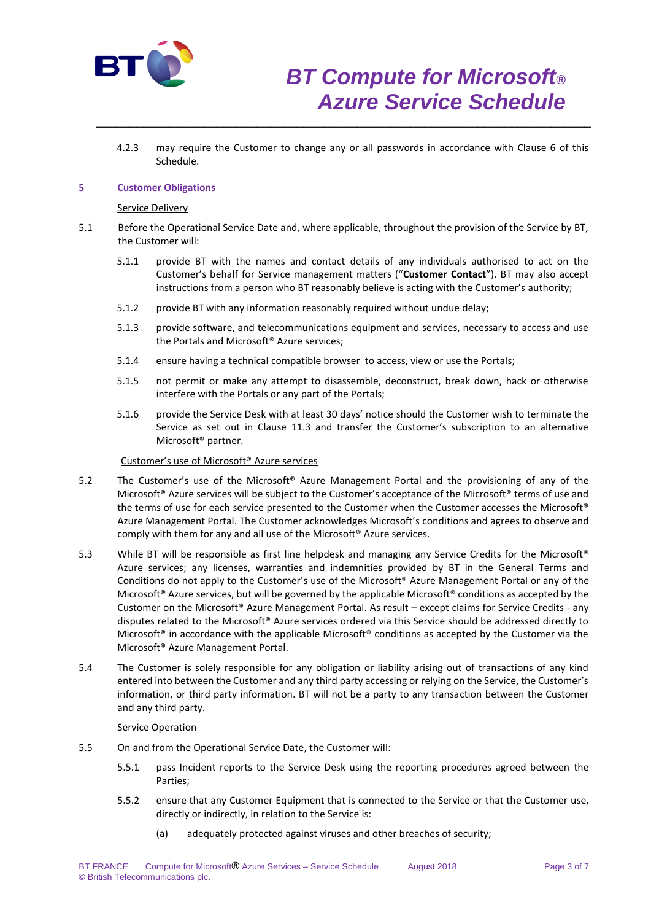4.2.3 may require the Customer to change any or all passwords in accordance with Clause 6 of this Schedule.

## 5 Customer Obligations

Service Delivery

5.1 Before the Operational Service Date and, where applicable, throughout the provision of the Service by BT, the Customer will:

5.1.1 provide BT with the names and contact details of any individuals authorised to act on the Customer's behalf for Service management matters ("**Customer Contact**"). BT may also accept instructions from a person who BT reasonably believe is acting with the Customer's authority;

5.1.2 provide BT with any information reasonably required without undue delay;

5.1.3 provide software, and telecommunications equipment and services, necessary to access and use the Portals and Microsoft® Azure services;

5.1.4 ensure having a technical compatible browser to access, view or use the Portals;

5.1.5 not permit or make any attempt to disassemble, deconstruct, break down, hack or otherwise interfere with the Portals or any part of the Portals;

5.1.6 provide the Service Desk with at least 30 days' notice should the Customer wish to terminate the Service as set out in Clause 11.3 and transfer the Customer's subscription to an alternative Microsoft® partner.

Customer's use of Microsoft® Azure services

5.2 The Customer's use of the Microsoft® Azure Management Portal and the provisioning of any of the Microsoft® Azure services will be subject to the Customer's acceptance of the Microsoft® terms of use and the terms of use for each service presented to the Customer when the Customer accesses the Microsoft® Azure Management Portal. The Customer acknowledges Microsoft's conditions and agrees to observe and comply with them for any and all use of the Microsoft® Azure services.

5.3 While BT will be responsible as first line helpdesk and managing any Service Credits for the Microsoft® Azure services; any licenses, warranties and indemnities provided by BT in the General Terms and Conditions do not apply to the Customer's use of the Microsoft® Azure Management Portal or any of the Microsoft® Azure services, but will be governed by the applicable Microsoft® conditions as accepted by the Customer on the Microsoft® Azure Management Portal. As result – except claims for Service Credits - any disputes related to the Microsoft® Azure services ordered via this Service should be addressed directly to Microsoft® in accordance with the applicable Microsoft® conditions as accepted by the Customer via the Microsoft® Azure Management Portal.

5.4 The Customer is solely responsible for any obligation or liability arising out of transactions of any kind entered into between the Customer and any third party accessing or relying on the Service, the Customer's information, or third party information. BT will not be a party to any transaction between the Customer and any third party.

Service Operation

5.5 On and from the Operational Service Date, the Customer will:

5.5.1 pass Incident reports to the Service Desk using the reporting procedures agreed between the Parties;

5.5.2 ensure that any Customer Equipment that is connected to the Service or that the Customer use, directly or indirectly, in relation to the Service is:

(a) adequately protected against viruses and other breaches of security;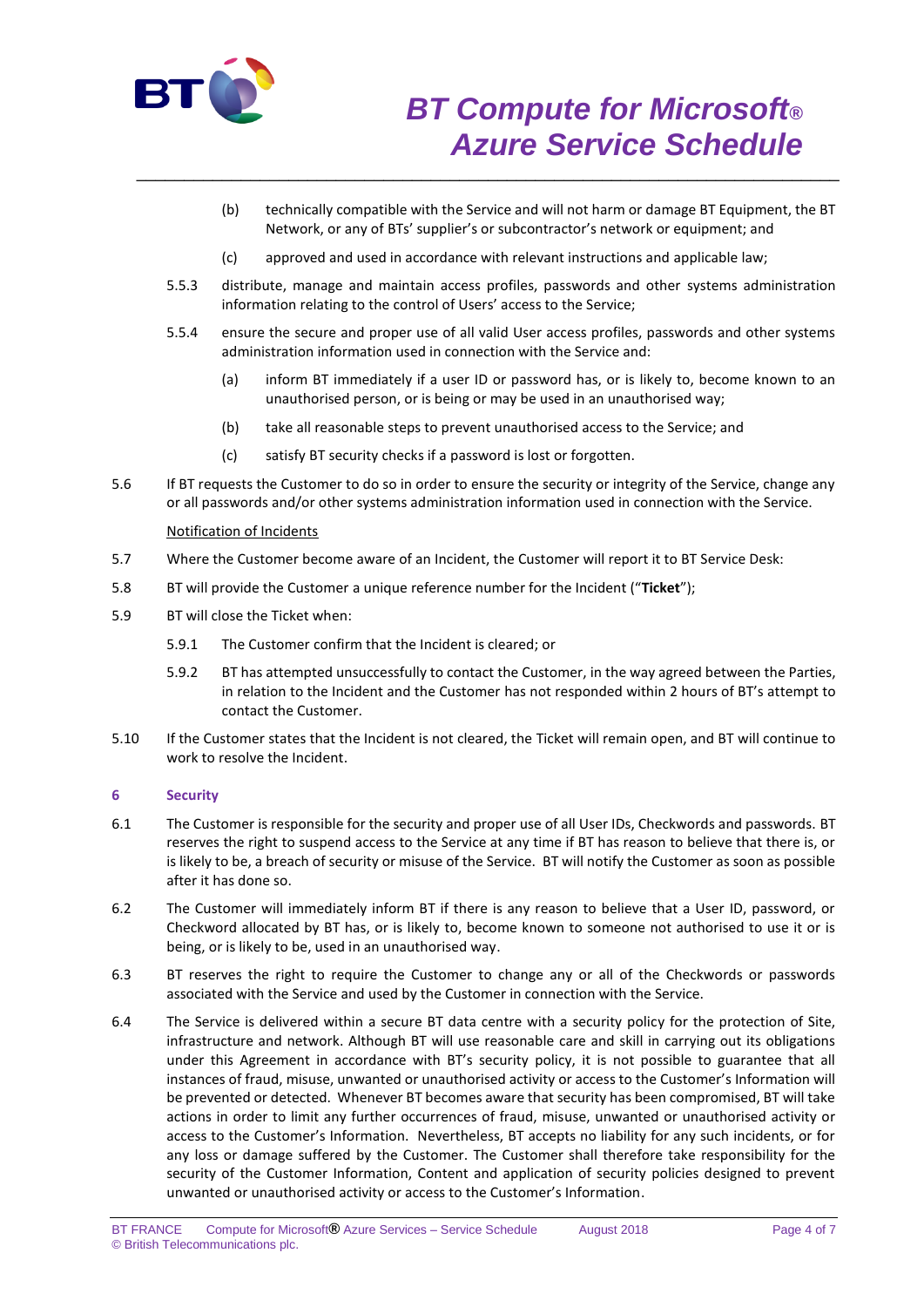(b) technically compatible with the Service and will not harm or damage BT Equipment, the BT Network, or any of BTs' supplier's or subcontractor's network or equipment; and

(c) approved and used in accordance with relevant instructions and applicable law;

5.5.3 distribute, manage and maintain access profiles, passwords and other systems administration information relating to the control of Users' access to the Service;

5.5.4 ensure the secure and proper use of all valid User access profiles, passwords and other systems administration information used in connection with the Service and:

(a) inform BT immediately if a user ID or password has, or is likely to, become known to an unauthorised person, or is being or may be used in an unauthorised way;

(b) take all reasonable steps to prevent unauthorised access to the Service; and

(c) satisfy BT security checks if a password is lost or forgotten.

5.6 If BT requests the Customer to do so in order to ensure the security or integrity of the Service, change any or all passwords and/or other systems administration information used in connection with the Service.

Notification of Incidents

5.7 Where the Customer become aware of an Incident, the Customer will report it to BT Service Desk:

5.8 BT will provide the Customer a unique reference number for the Incident ("**Ticket**");

5.9 BT will close the Ticket when:

5.9.1 The Customer confirm that the Incident is cleared; or

5.9.2 BT has attempted unsuccessfully to contact the Customer, in the way agreed between the Parties, in relation to the Incident and the Customer has not responded within 2 hours of BT's attempt to contact the Customer.

5.10 If the Customer states that the Incident is not cleared, the Ticket will remain open, and BT will continue to work to resolve the Incident.

## 6 Security

6.1 The Customer is responsible for the security and proper use of all User IDs, Checkwords and passwords. BT reserves the right to suspend access to the Service at any time if BT has reason to believe that there is, or is likely to be, a breach of security or misuse of the Service. BT will notify the Customer as soon as possible after it has done so.

6.2 The Customer will immediately inform BT if there is any reason to believe that a User ID, password, or Checkword allocated by BT has, or is likely to, become known to someone not authorised to use it or is being, or is likely to be, used in an unauthorised way.

6.3 BT reserves the right to require the Customer to change any or all of the Checkwords or passwords associated with the Service and used by the Customer in connection with the Service.

6.4 The Service is delivered within a secure BT data centre with a security policy for the protection of Site, infrastructure and network. Although BT will use reasonable care and skill in carrying out its obligations under this Agreement in accordance with BT's security policy, it is not possible to guarantee that all instances of fraud, misuse, unwanted or unauthorised activity or access to the Customer's Information will be prevented or detected. Whenever BT becomes aware that security has been compromised, BT will take actions in order to limit any further occurrences of fraud, misuse, unwanted or unauthorised activity or access to the Customer's Information. Nevertheless, BT accepts no liability for any such incidents, or for any loss or damage suffered by the Customer. The Customer shall therefore take responsibility for the security of the Customer Information, Content and application of security policies designed to prevent unwanted or unauthorised activity or access to the Customer's Information.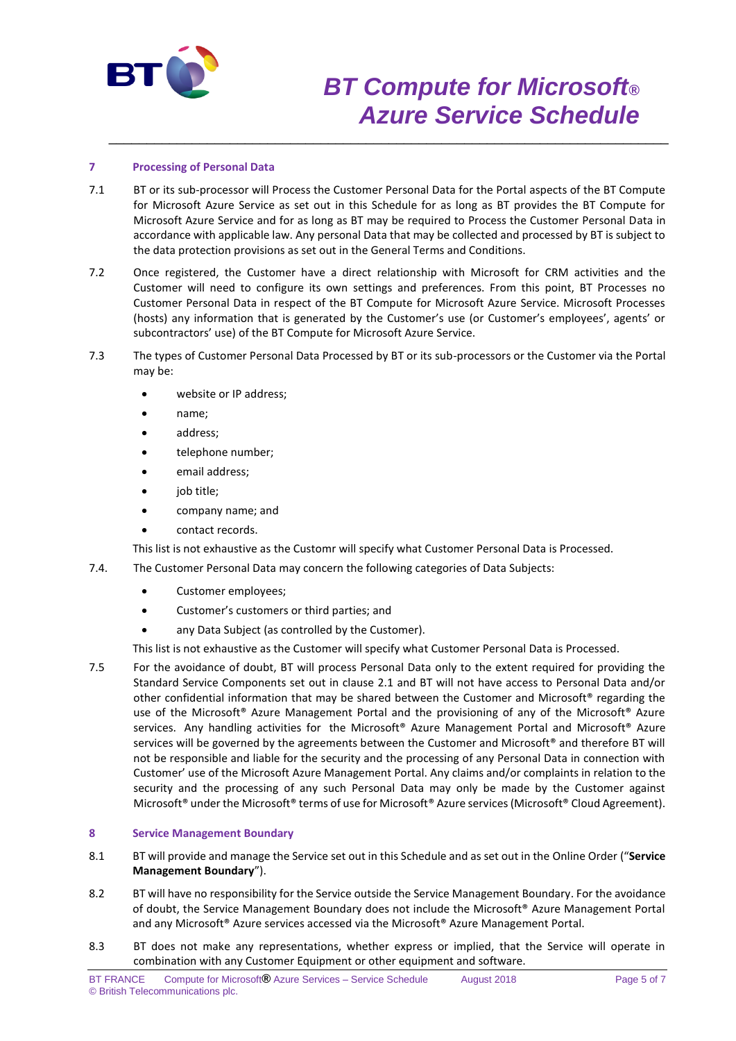## 7 Processing of Personal Data

7.1 BT or its sub-processor will Process the Customer Personal Data for the Portal aspects of the BT Compute for Microsoft Azure Service as set out in this Schedule for as long as BT provides the BT Compute for Microsoft Azure Service and for as long as BT may be required to Process the Customer Personal Data in accordance with applicable law. Any personal Data that may be collected and processed by BT is subject to the data protection provisions as set out in the General Terms and Conditions.

7.2 Once registered, the Customer have a direct relationship with Microsoft for CRM activities and the Customer will need to configure its own settings and preferences. From this point, BT Processes no Customer Personal Data in respect of the BT Compute for Microsoft Azure Service. Microsoft Processes (hosts) any information that is generated by the Customer's use (or Customer's employees', agents' or subcontractors' use) of the BT Compute for Microsoft Azure Service.

7.3 The types of Customer Personal Data Processed by BT or its sub-processors or the Customer via the Portal may be:

- website or IP address;
- name;
- address;
- telephone number;
- email address;
- job title;
- company name; and
- contact records.

This list is not exhaustive as the Customr will specify what Customer Personal Data is Processed.

7.4. The Customer Personal Data may concern the following categories of Data Subjects:

- Customer employees;
- Customer's customers or third parties; and
- any Data Subject (as controlled by the Customer).

This list is not exhaustive as the Customer will specify what Customer Personal Data is Processed.

7.5 For the avoidance of doubt, BT will process Personal Data only to the extent required for providing the Standard Service Components set out in clause 2.1 and BT will not have access to Personal Data and/or other confidential information that may be shared between the Customer and Microsoft® regarding the use of the Microsoft® Azure Management Portal and the provisioning of any of the Microsoft® Azure services. Any handling activities for the Microsoft® Azure Management Portal and Microsoft® Azure services will be governed by the agreements between the Customer and Microsoft® and therefore BT will not be responsible and liable for the security and the processing of any Personal Data in connection with Customer' use of the Microsoft Azure Management Portal. Any claims and/or complaints in relation to the security and the processing of any such Personal Data may only be made by the Customer against Microsoft® under the Microsoft® terms of use for Microsoft® Azure services (Microsoft® Cloud Agreement).

## 8 Service Management Boundary

8.1 BT will provide and manage the Service set out in this Schedule and as set out in the Online Order ("**Service Management Boundary**").

8.2 BT will have no responsibility for the Service outside the Service Management Boundary. For the avoidance of doubt, the Service Management Boundary does not include the Microsoft® Azure Management Portal and any Microsoft® Azure services accessed via the Microsoft® Azure Management Portal.

8.3 BT does not make any representations, whether express or implied, that the Service will operate in combination with any Customer Equipment or other equipment and software.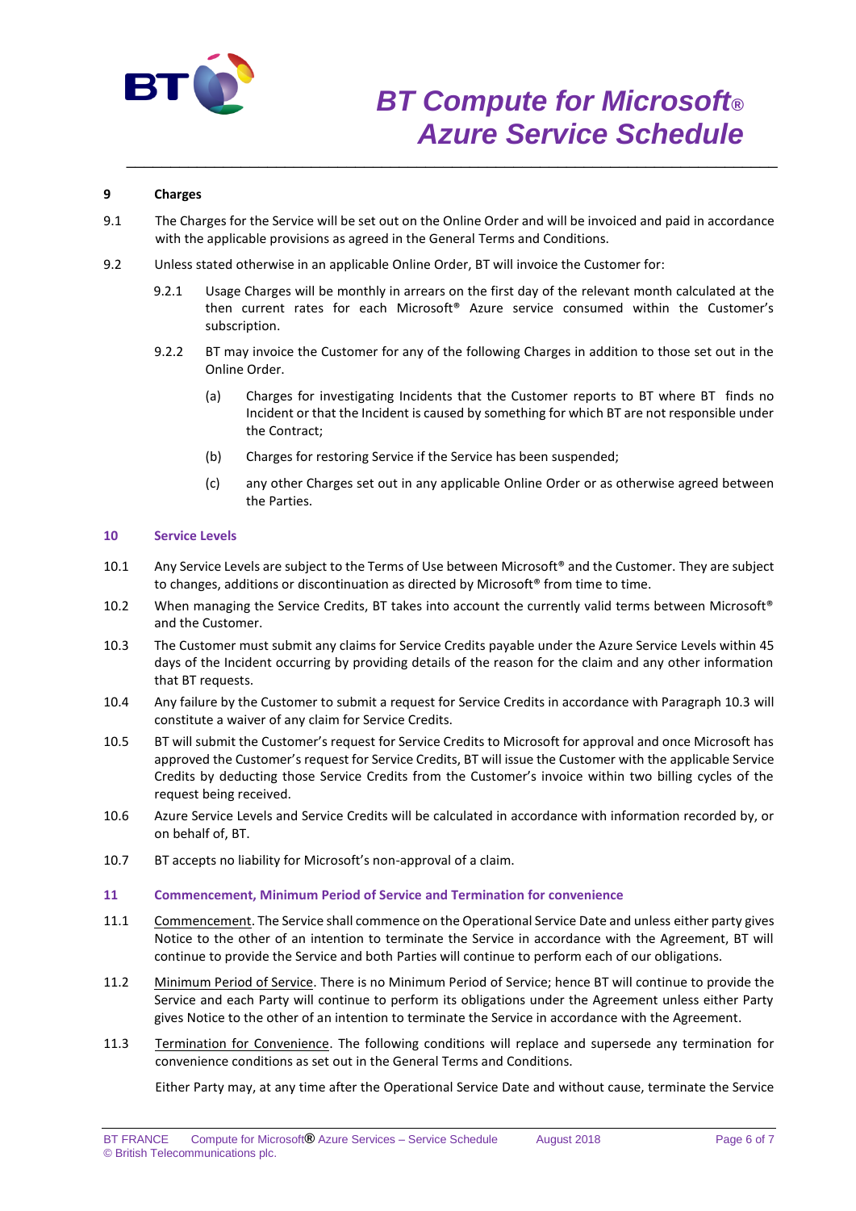## 9 Charges

9.1 The Charges for the Service will be set out on the Online Order and will be invoiced and paid in accordance with the applicable provisions as agreed in the General Terms and Conditions.

9.2 Unless stated otherwise in an applicable Online Order, BT will invoice the Customer for:

9.2.1 Usage Charges will be monthly in arrears on the first day of the relevant month calculated at the then current rates for each Microsoft® Azure service consumed within the Customer's subscription.

9.2.2 BT may invoice the Customer for any of the following Charges in addition to those set out in the Online Order.

(a) Charges for investigating Incidents that the Customer reports to BT where BT finds no Incident or that the Incident is caused by something for which BT are not responsible under the Contract;

(b) Charges for restoring Service if the Service has been suspended;

(c) any other Charges set out in any applicable Online Order or as otherwise agreed between the Parties.

## 10 Service Levels

10.1 Any Service Levels are subject to the Terms of Use between Microsoft® and the Customer. They are subject to changes, additions or discontinuation as directed by Microsoft® from time to time.

10.2 When managing the Service Credits, BT takes into account the currently valid terms between Microsoft® and the Customer.

10.3 The Customer must submit any claims for Service Credits payable under the Azure Service Levels within 45 days of the Incident occurring by providing details of the reason for the claim and any other information that BT requests.

10.4 Any failure by the Customer to submit a request for Service Credits in accordance with Paragraph 10.3 will constitute a waiver of any claim for Service Credits.

10.5 BT will submit the Customer's request for Service Credits to Microsoft for approval and once Microsoft has approved the Customer's request for Service Credits, BT will issue the Customer with the applicable Service Credits by deducting those Service Credits from the Customer's invoice within two billing cycles of the request being received.

10.6 Azure Service Levels and Service Credits will be calculated in accordance with information recorded by, or on behalf of, BT.

10.7 BT accepts no liability for Microsoft's non-approval of a claim.

## 11 Commencement, Minimum Period of Service and Termination for convenience

11.1 Commencement. The Service shall commence on the Operational Service Date and unless either party gives Notice to the other of an intention to terminate the Service in accordance with the Agreement, BT will continue to provide the Service and both Parties will continue to perform each of our obligations.

11.2 Minimum Period of Service. There is no Minimum Period of Service; hence BT will continue to provide the Service and each Party will continue to perform its obligations under the Agreement unless either Party gives Notice to the other of an intention to terminate the Service in accordance with the Agreement.

11.3 Termination for Convenience. The following conditions will replace and supersede any termination for convenience conditions as set out in the General Terms and Conditions.

Either Party may, at any time after the Operational Service Date and without cause, terminate the Service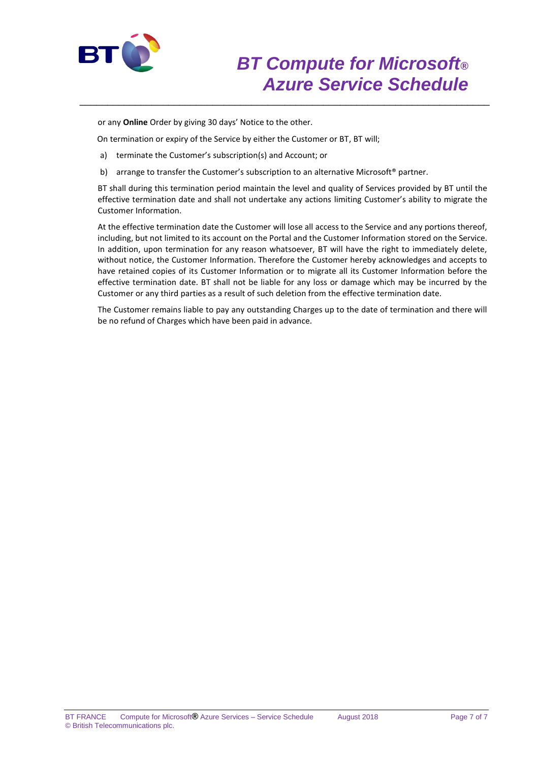or any **Online** Order by giving 30 days' Notice to the other.

On termination or expiry of the Service by either the Customer or BT, BT will;

a) terminate the Customer's subscription(s) and Account; or

b) arrange to transfer the Customer's subscription to an alternative Microsoft® partner.

BT shall during this termination period maintain the level and quality of Services provided by BT until the effective termination date and shall not undertake any actions limiting Customer's ability to migrate the Customer Information.

At the effective termination date the Customer will lose all access to the Service and any portions thereof, including, but not limited to its account on the Portal and the Customer Information stored on the Service. In addition, upon termination for any reason whatsoever, BT will have the right to immediately delete, without notice, the Customer Information. Therefore the Customer hereby acknowledges and accepts to have retained copies of its Customer Information or to migrate all its Customer Information before the effective termination date. BT shall not be liable for any loss or damage which may be incurred by the Customer or any third parties as a result of such deletion from the effective termination date.

The Customer remains liable to pay any outstanding Charges up to the date of termination and there will be no refund of Charges which have been paid in advance.